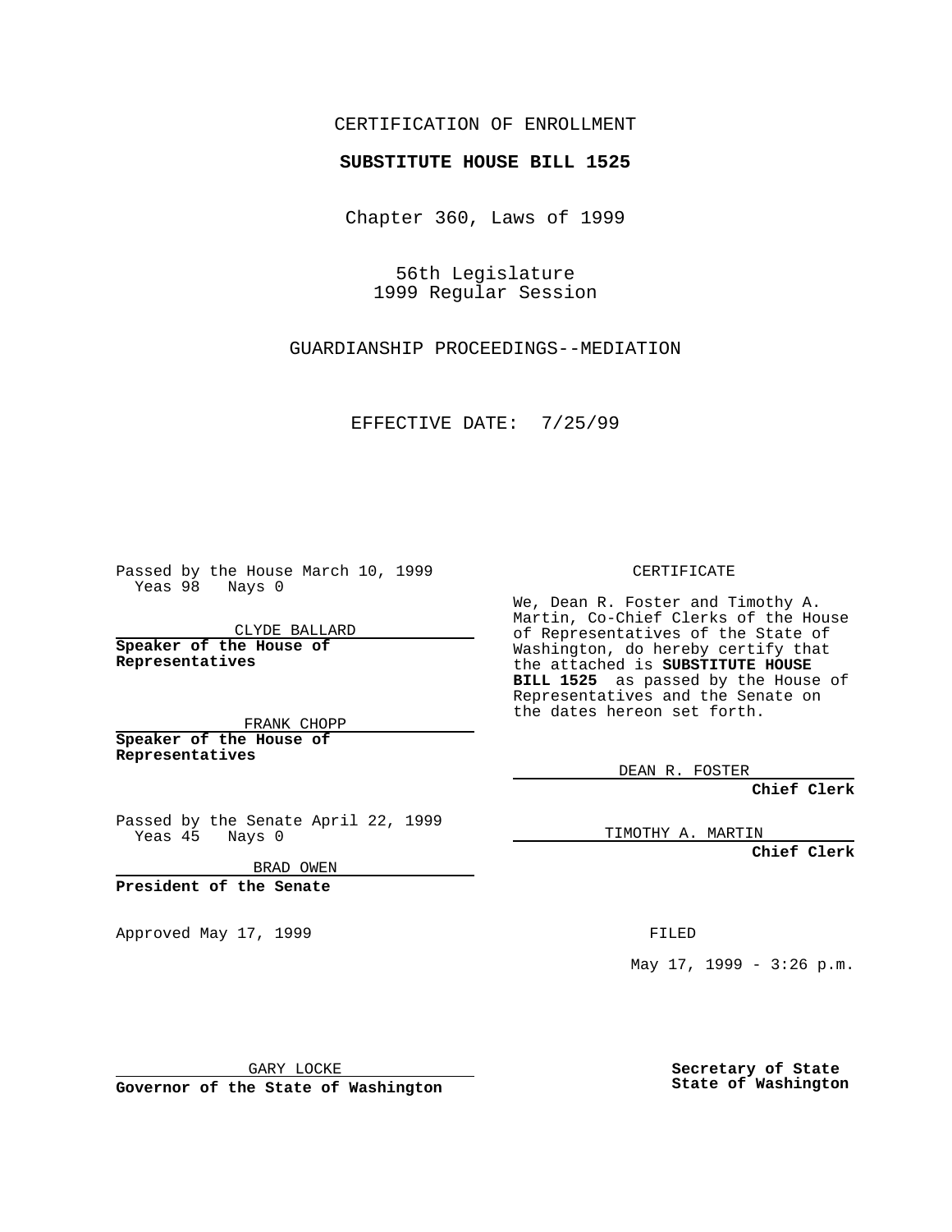CERTIFICATION OF ENROLLMENT

**SUBSTITUTE HOUSE BILL 1525**

Chapter 360, Laws of 1999

56th Legislature
1999 Regular Session

GUARDIANSHIP PROCEEDINGS--MEDIATION

EFFECTIVE DATE: 7/25/99

Passed by the House March 10, 1999
Yeas 98 Nays 0

CLYDE BALLARD

**Speaker of the House of Representatives**

FRANK CHOPP

**Speaker of the House of Representatives**

Passed by the Senate April 22, 1999
Yeas 45 Nays 0

BRAD OWEN

**President of the Senate**

Approved May 17, 1999

GARY LOCKE

**Governor of the State of Washington**

CERTIFICATE

We, Dean R. Foster and Timothy A. Martin, Co-Chief Clerks of the House of Representatives of the State of Washington, do hereby certify that the attached is **SUBSTITUTE HOUSE BILL 1525** as passed by the House of Representatives and the Senate on the dates hereon set forth.

DEAN R. FOSTER

**Chief Clerk**

TIMOTHY A. MARTIN

**Chief Clerk**

FILED

May 17, 1999 - 3:26 p.m.

**Secretary of State**
**State of Washington**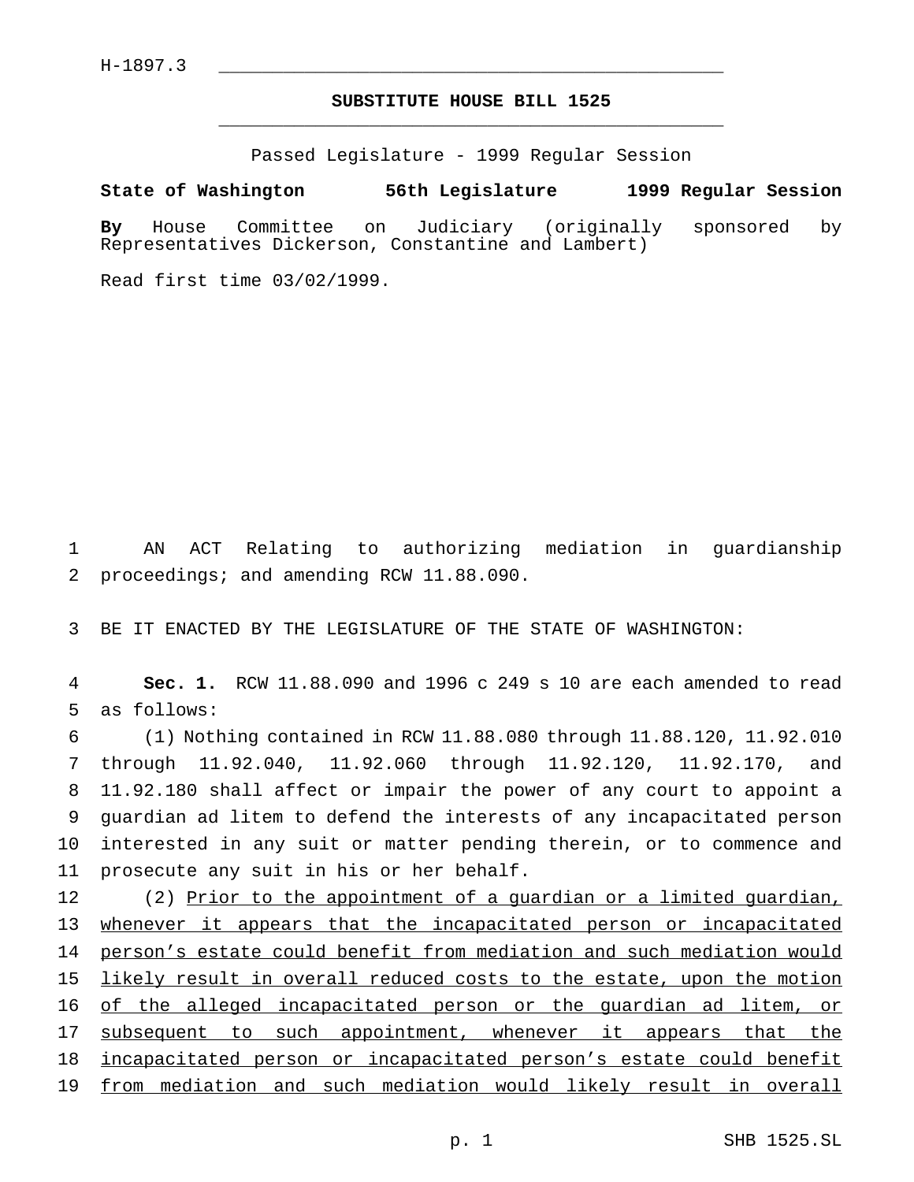H-1897.3

# SUBSTITUTE HOUSE BILL 1525

Passed Legislature - 1999 Regular Session

**State of Washington 56th Legislature 1999 Regular Session**

**By** House Committee on Judiciary (originally sponsored by Representatives Dickerson, Constantine and Lambert)

Read first time 03/02/1999.

AN ACT Relating to authorizing mediation in guardianship proceedings; and amending RCW 11.88.090.

BE IT ENACTED BY THE LEGISLATURE OF THE STATE OF WASHINGTON:

**Sec. 1.** RCW 11.88.090 and 1996 c 249 s 10 are each amended to read as follows:

(1) Nothing contained in RCW 11.88.080 through 11.88.120, 11.92.010 through 11.92.040, 11.92.060 through 11.92.120, 11.92.170, and 11.92.180 shall affect or impair the power of any court to appoint a guardian ad litem to defend the interests of any incapacitated person interested in any suit or matter pending therein, or to commence and prosecute any suit in his or her behalf.

(2) Prior to the appointment of a guardian or a limited guardian, whenever it appears that the incapacitated person or incapacitated person's estate could benefit from mediation and such mediation would likely result in overall reduced costs to the estate, upon the motion of the alleged incapacitated person or the guardian ad litem, or subsequent to such appointment, whenever it appears that the incapacitated person or incapacitated person's estate could benefit from mediation and such mediation would likely result in overall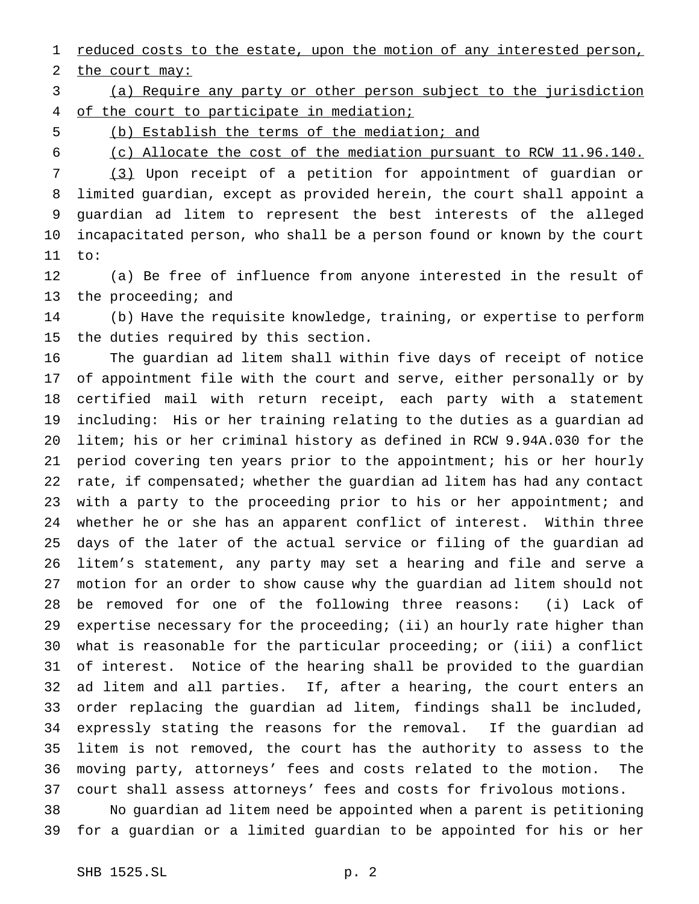<u>reduced costs to the estate, upon the motion of any interested person, the court may:</u>

<u>(a) Require any party or other person subject to the jurisdiction of the court to participate in mediation;</u>

<u>(b) Establish the terms of the mediation; and</u>

<u>(c) Allocate the cost of the mediation pursuant to RCW 11.96.140.</u>

<u>(3)</u> Upon receipt of a petition for appointment of guardian or limited guardian, except as provided herein, the court shall appoint a guardian ad litem to represent the best interests of the alleged incapacitated person, who shall be a person found or known by the court to:

(a) Be free of influence from anyone interested in the result of the proceeding; and

(b) Have the requisite knowledge, training, or expertise to perform the duties required by this section.

The guardian ad litem shall within five days of receipt of notice of appointment file with the court and serve, either personally or by certified mail with return receipt, each party with a statement including: His or her training relating to the duties as a guardian ad litem; his or her criminal history as defined in RCW 9.94A.030 for the period covering ten years prior to the appointment; his or her hourly rate, if compensated; whether the guardian ad litem has had any contact with a party to the proceeding prior to his or her appointment; and whether he or she has an apparent conflict of interest. Within three days of the later of the actual service or filing of the guardian ad litem's statement, any party may set a hearing and file and serve a motion for an order to show cause why the guardian ad litem should not be removed for one of the following three reasons: (i) Lack of expertise necessary for the proceeding; (ii) an hourly rate higher than what is reasonable for the particular proceeding; or (iii) a conflict of interest. Notice of the hearing shall be provided to the guardian ad litem and all parties. If, after a hearing, the court enters an order replacing the guardian ad litem, findings shall be included, expressly stating the reasons for the removal. If the guardian ad litem is not removed, the court has the authority to assess to the moving party, attorneys' fees and costs related to the motion. The court shall assess attorneys' fees and costs for frivolous motions.

No guardian ad litem need be appointed when a parent is petitioning for a guardian or a limited guardian to be appointed for his or her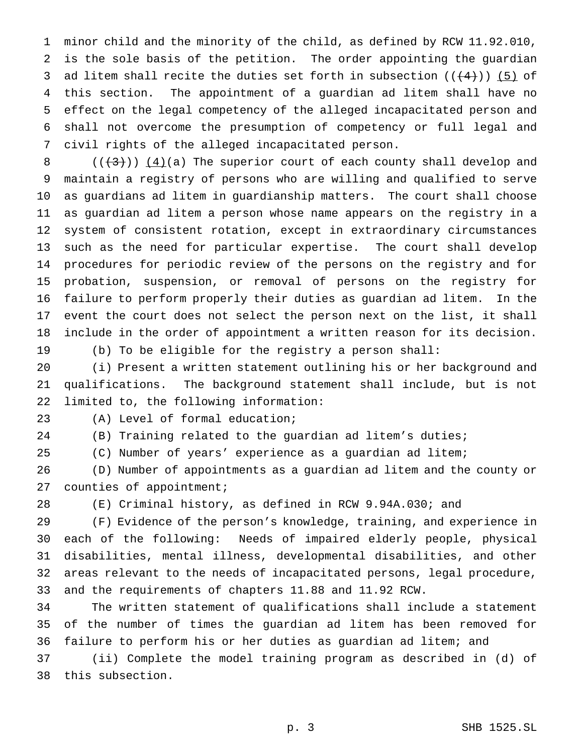minor child and the minority of the child, as defined by RCW 11.92.010, is the sole basis of the petition. The order appointing the guardian ad litem shall recite the duties set forth in subsection ((~~(4)~~)) <u>(5)</u> of this section. The appointment of a guardian ad litem shall have no effect on the legal competency of the alleged incapacitated person and shall not overcome the presumption of competency or full legal and civil rights of the alleged incapacitated person.

((~~(3)~~)) <u>(4)</u>(a) The superior court of each county shall develop and maintain a registry of persons who are willing and qualified to serve as guardians ad litem in guardianship matters. The court shall choose as guardian ad litem a person whose name appears on the registry in a system of consistent rotation, except in extraordinary circumstances such as the need for particular expertise. The court shall develop procedures for periodic review of the persons on the registry and for probation, suspension, or removal of persons on the registry for failure to perform properly their duties as guardian ad litem. In the event the court does not select the person next on the list, it shall include in the order of appointment a written reason for its decision.

(b) To be eligible for the registry a person shall:

(i) Present a written statement outlining his or her background and qualifications. The background statement shall include, but is not limited to, the following information:

(A) Level of formal education;

(B) Training related to the guardian ad litem's duties;

(C) Number of years' experience as a guardian ad litem;

(D) Number of appointments as a guardian ad litem and the county or counties of appointment;

(E) Criminal history, as defined in RCW 9.94A.030; and

(F) Evidence of the person's knowledge, training, and experience in each of the following: Needs of impaired elderly people, physical disabilities, mental illness, developmental disabilities, and other areas relevant to the needs of incapacitated persons, legal procedure, and the requirements of chapters 11.88 and 11.92 RCW.

The written statement of qualifications shall include a statement of the number of times the guardian ad litem has been removed for failure to perform his or her duties as guardian ad litem; and

(ii) Complete the model training program as described in (d) of this subsection.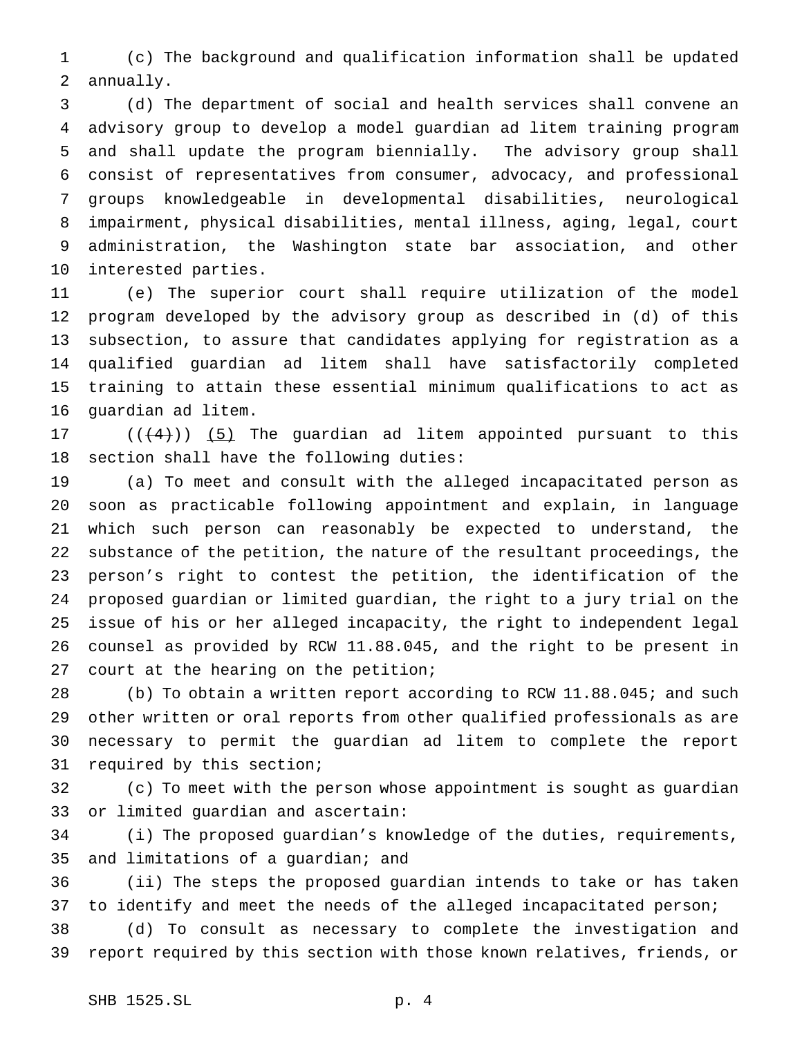(c) The background and qualification information shall be updated annually.

(d) The department of social and health services shall convene an advisory group to develop a model guardian ad litem training program and shall update the program biennially. The advisory group shall consist of representatives from consumer, advocacy, and professional groups knowledgeable in developmental disabilities, neurological impairment, physical disabilities, mental illness, aging, legal, court administration, the Washington state bar association, and other interested parties.

(e) The superior court shall require utilization of the model program developed by the advisory group as described in (d) of this subsection, to assure that candidates applying for registration as a qualified guardian ad litem shall have satisfactorily completed training to attain these essential minimum qualifications to act as guardian ad litem.

~~((4))~~ (5) The guardian ad litem appointed pursuant to this section shall have the following duties:

(a) To meet and consult with the alleged incapacitated person as soon as practicable following appointment and explain, in language which such person can reasonably be expected to understand, the substance of the petition, the nature of the resultant proceedings, the person's right to contest the petition, the identification of the proposed guardian or limited guardian, the right to a jury trial on the issue of his or her alleged incapacity, the right to independent legal counsel as provided by RCW 11.88.045, and the right to be present in court at the hearing on the petition;

(b) To obtain a written report according to RCW 11.88.045; and such other written or oral reports from other qualified professionals as are necessary to permit the guardian ad litem to complete the report required by this section;

(c) To meet with the person whose appointment is sought as guardian or limited guardian and ascertain:

(i) The proposed guardian's knowledge of the duties, requirements, and limitations of a guardian; and

(ii) The steps the proposed guardian intends to take or has taken to identify and meet the needs of the alleged incapacitated person;

(d) To consult as necessary to complete the investigation and report required by this section with those known relatives, friends, or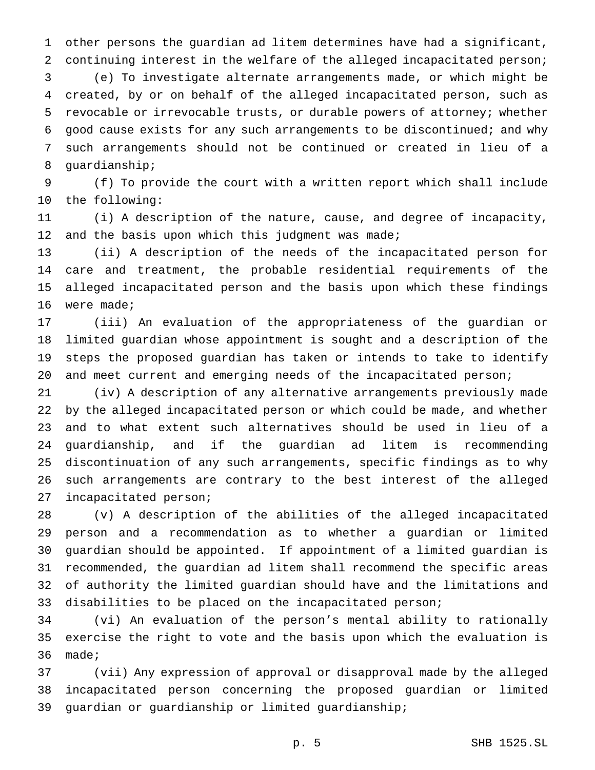other persons the guardian ad litem determines have had a significant, continuing interest in the welfare of the alleged incapacitated person;

(e) To investigate alternate arrangements made, or which might be created, by or on behalf of the alleged incapacitated person, such as revocable or irrevocable trusts, or durable powers of attorney; whether good cause exists for any such arrangements to be discontinued; and why such arrangements should not be continued or created in lieu of a guardianship;

(f) To provide the court with a written report which shall include the following:

(i) A description of the nature, cause, and degree of incapacity, and the basis upon which this judgment was made;

(ii) A description of the needs of the incapacitated person for care and treatment, the probable residential requirements of the alleged incapacitated person and the basis upon which these findings were made;

(iii) An evaluation of the appropriateness of the guardian or limited guardian whose appointment is sought and a description of the steps the proposed guardian has taken or intends to take to identify and meet current and emerging needs of the incapacitated person;

(iv) A description of any alternative arrangements previously made by the alleged incapacitated person or which could be made, and whether and to what extent such alternatives should be used in lieu of a guardianship, and if the guardian ad litem is recommending discontinuation of any such arrangements, specific findings as to why such arrangements are contrary to the best interest of the alleged incapacitated person;

(v) A description of the abilities of the alleged incapacitated person and a recommendation as to whether a guardian or limited guardian should be appointed. If appointment of a limited guardian is recommended, the guardian ad litem shall recommend the specific areas of authority the limited guardian should have and the limitations and disabilities to be placed on the incapacitated person;

(vi) An evaluation of the person's mental ability to rationally exercise the right to vote and the basis upon which the evaluation is made;

(vii) Any expression of approval or disapproval made by the alleged incapacitated person concerning the proposed guardian or limited guardian or guardianship or limited guardianship;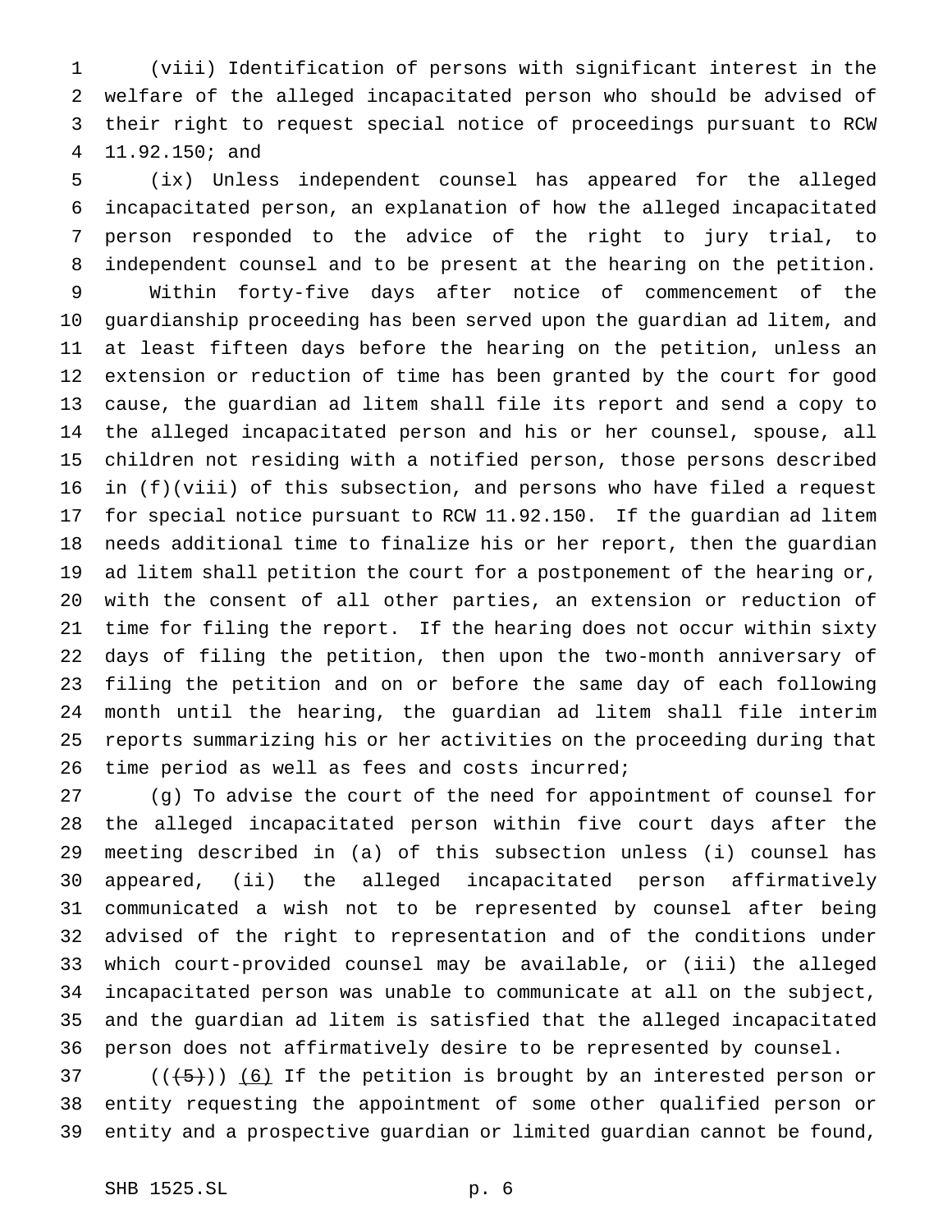(viii) Identification of persons with significant interest in the welfare of the alleged incapacitated person who should be advised of their right to request special notice of proceedings pursuant to RCW 11.92.150; and

(ix) Unless independent counsel has appeared for the alleged incapacitated person, an explanation of how the alleged incapacitated person responded to the advice of the right to jury trial, to independent counsel and to be present at the hearing on the petition.

Within forty-five days after notice of commencement of the guardianship proceeding has been served upon the guardian ad litem, and at least fifteen days before the hearing on the petition, unless an extension or reduction of time has been granted by the court for good cause, the guardian ad litem shall file its report and send a copy to the alleged incapacitated person and his or her counsel, spouse, all children not residing with a notified person, those persons described in (f)(viii) of this subsection, and persons who have filed a request for special notice pursuant to RCW 11.92.150. If the guardian ad litem needs additional time to finalize his or her report, then the guardian ad litem shall petition the court for a postponement of the hearing or, with the consent of all other parties, an extension or reduction of time for filing the report. If the hearing does not occur within sixty days of filing the petition, then upon the two-month anniversary of filing the petition and on or before the same day of each following month until the hearing, the guardian ad litem shall file interim reports summarizing his or her activities on the proceeding during that time period as well as fees and costs incurred;

(g) To advise the court of the need for appointment of counsel for the alleged incapacitated person within five court days after the meeting described in (a) of this subsection unless (i) counsel has appeared, (ii) the alleged incapacitated person affirmatively communicated a wish not to be represented by counsel after being advised of the right to representation and of the conditions under which court-provided counsel may be available, or (iii) the alleged incapacitated person was unable to communicate at all on the subject, and the guardian ad litem is satisfied that the alleged incapacitated person does not affirmatively desire to be represented by counsel.

~~((5))~~ (6) If the petition is brought by an interested person or entity requesting the appointment of some other qualified person or entity and a prospective guardian or limited guardian cannot be found,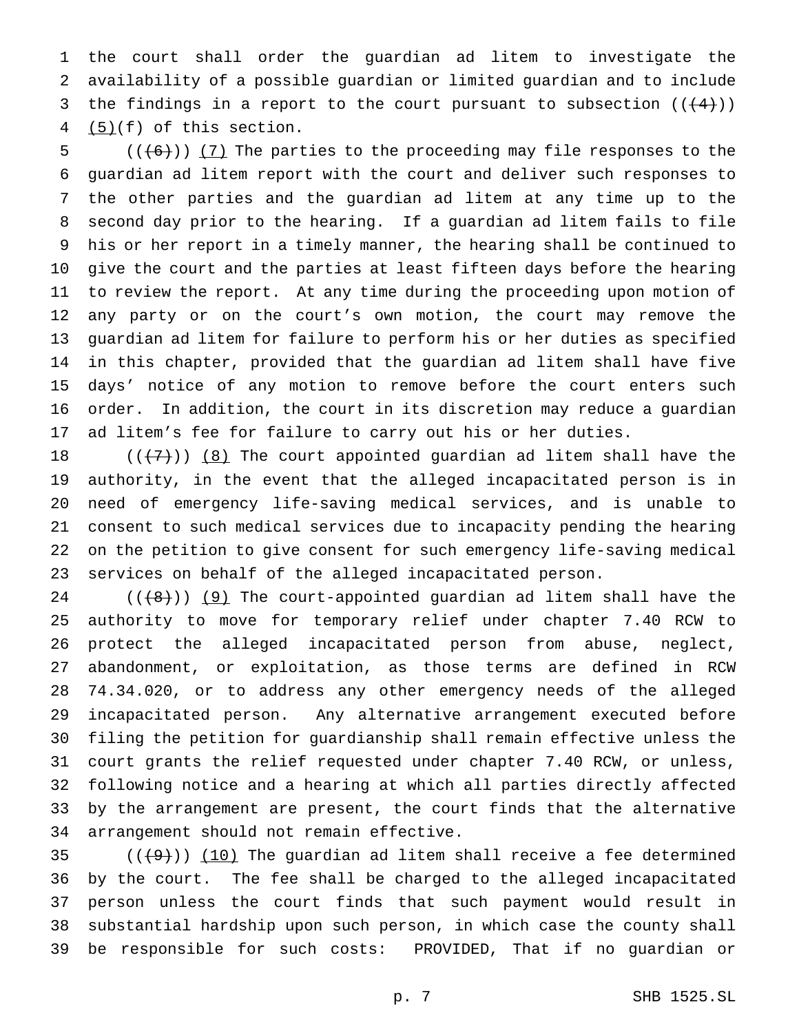the court shall order the guardian ad litem to investigate the availability of a possible guardian or limited guardian and to include the findings in a report to the court pursuant to subsection ((~~(4)~~)) (5)(f) of this section.

((~~(6)~~)) (7) The parties to the proceeding may file responses to the guardian ad litem report with the court and deliver such responses to the other parties and the guardian ad litem at any time up to the second day prior to the hearing. If a guardian ad litem fails to file his or her report in a timely manner, the hearing shall be continued to give the court and the parties at least fifteen days before the hearing to review the report. At any time during the proceeding upon motion of any party or on the court's own motion, the court may remove the guardian ad litem for failure to perform his or her duties as specified in this chapter, provided that the guardian ad litem shall have five days' notice of any motion to remove before the court enters such order. In addition, the court in its discretion may reduce a guardian ad litem's fee for failure to carry out his or her duties.

((~~(7)~~)) (8) The court appointed guardian ad litem shall have the authority, in the event that the alleged incapacitated person is in need of emergency life-saving medical services, and is unable to consent to such medical services due to incapacity pending the hearing on the petition to give consent for such emergency life-saving medical services on behalf of the alleged incapacitated person.

((~~(8)~~)) (9) The court-appointed guardian ad litem shall have the authority to move for temporary relief under chapter 7.40 RCW to protect the alleged incapacitated person from abuse, neglect, abandonment, or exploitation, as those terms are defined in RCW 74.34.020, or to address any other emergency needs of the alleged incapacitated person. Any alternative arrangement executed before filing the petition for guardianship shall remain effective unless the court grants the relief requested under chapter 7.40 RCW, or unless, following notice and a hearing at which all parties directly affected by the arrangement are present, the court finds that the alternative arrangement should not remain effective.

((~~(9)~~)) (10) The guardian ad litem shall receive a fee determined by the court. The fee shall be charged to the alleged incapacitated person unless the court finds that such payment would result in substantial hardship upon such person, in which case the county shall be responsible for such costs: PROVIDED, That if no guardian or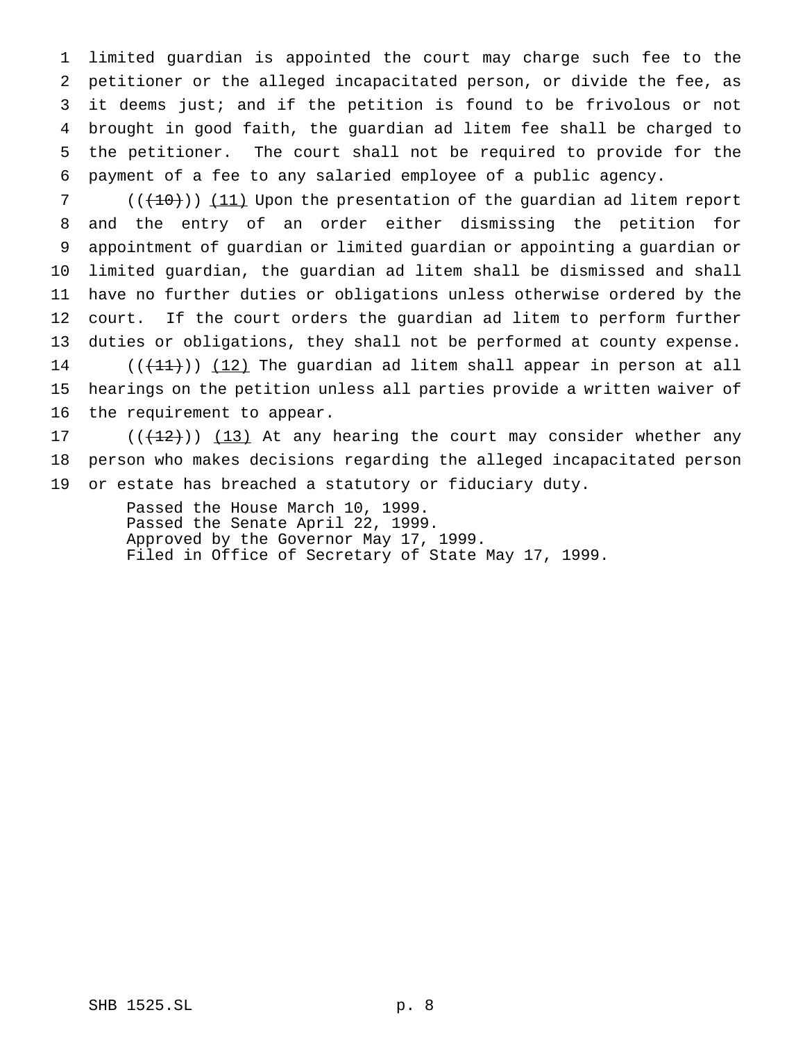limited guardian is appointed the court may charge such fee to the petitioner or the alleged incapacitated person, or divide the fee, as it deems just; and if the petition is found to be frivolous or not brought in good faith, the guardian ad litem fee shall be charged to the petitioner. The court shall not be required to provide for the payment of a fee to any salaried employee of a public agency.

((~~(10)~~)) (11) Upon the presentation of the guardian ad litem report and the entry of an order either dismissing the petition for appointment of guardian or limited guardian or appointing a guardian or limited guardian, the guardian ad litem shall be dismissed and shall have no further duties or obligations unless otherwise ordered by the court. If the court orders the guardian ad litem to perform further duties or obligations, they shall not be performed at county expense.

((~~(11)~~)) (12) The guardian ad litem shall appear in person at all hearings on the petition unless all parties provide a written waiver of the requirement to appear.

((~~(12)~~)) (13) At any hearing the court may consider whether any person who makes decisions regarding the alleged incapacitated person or estate has breached a statutory or fiduciary duty.

Passed the House March 10, 1999.
Passed the Senate April 22, 1999.
Approved by the Governor May 17, 1999.
Filed in Office of Secretary of State May 17, 1999.